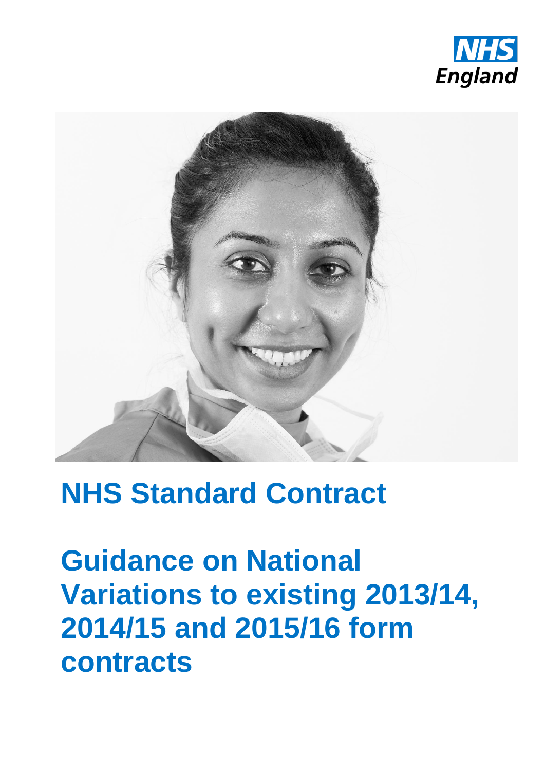NHS England

# NHS Standard Contract

# Guidance on National Variations to existing 2013/14, 2014/15 and 2015/16 form contracts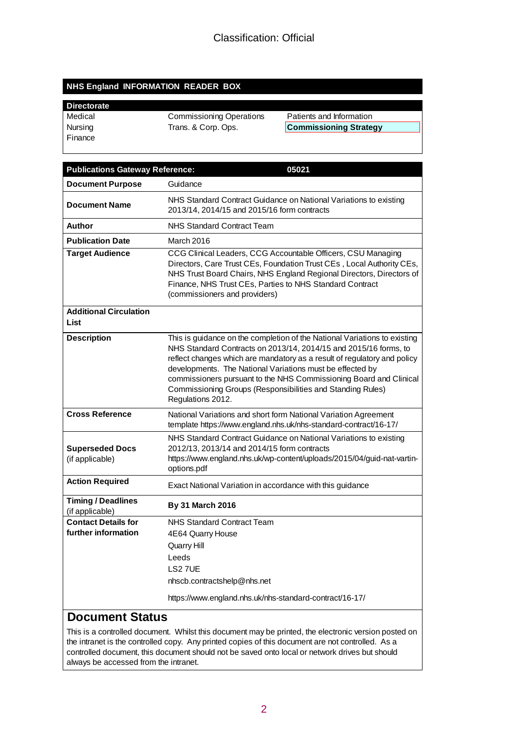Classification: Official

## NHS England INFORMATION READER BOX

| Directorate | | |
|---|---|---|
| Medical | Commissioning Operations | Patients and Information |
| Nursing | Trans. & Corp. Ops. | **Commissioning Strategy** |
| Finance | | |

| Publications Gateway Reference: | 05021 |
|---|---|
| **Document Purpose** | Guidance |
| **Document Name** | NHS Standard Contract Guidance on National Variations to existing 2013/14, 2014/15 and 2015/16 form contracts |
| **Author** | NHS Standard Contract Team |
| **Publication Date** | March 2016 |
| **Target Audience** | CCG Clinical Leaders, CCG Accountable Officers, CSU Managing Directors, Care Trust CEs, Foundation Trust CEs , Local Authority CEs, NHS Trust Board Chairs, NHS England Regional Directors, Directors of Finance, NHS Trust CEs, Parties to NHS Standard Contract (commissioners and providers) |
| **Additional Circulation List** | |
| **Description** | This is guidance on the completion of the National Variations to existing NHS Standard Contracts on 2013/14, 2014/15 and 2015/16 forms, to reflect changes which are mandatory as a result of regulatory and policy developments. The National Variations must be effected by commissioners pursuant to the NHS Commissioning Board and Clinical Commissioning Groups (Responsibilities and Standing Rules) Regulations 2012. |
| **Cross Reference** | National Variations and short form National Variation Agreement template https://www.england.nhs.uk/nhs-standard-contract/16-17/ |
| **Superseded Docs** (if applicable) | NHS Standard Contract Guidance on National Variations to existing 2012/13, 2013/14 and 2014/15 form contracts https://www.england.nhs.uk/wp-content/uploads/2015/04/guid-nat-vartin-options.pdf |
| **Action Required** | Exact National Variation in accordance with this guidance |
| **Timing / Deadlines** (if applicable) | **By 31 March 2016** |
| **Contact Details for further information** | NHS Standard Contract Team<br>4E64 Quarry House<br>Quarry Hill<br>Leeds<br>LS2 7UE<br>nhscb.contractshelp@nhs.net<br><br>https://www.england.nhs.uk/nhs-standard-contract/16-17/ |

## Document Status

This is a controlled document. Whilst this document may be printed, the electronic version posted on the intranet is the controlled copy. Any printed copies of this document are not controlled. As a controlled document, this document should not be saved onto local or network drives but should always be accessed from the intranet.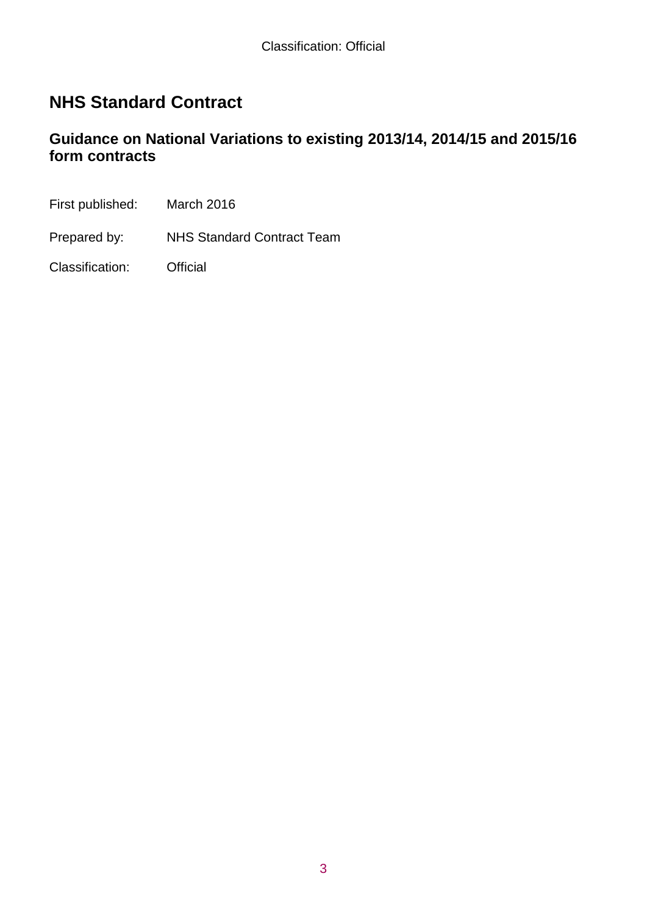# NHS Standard Contract

## Guidance on National Variations to existing 2013/14, 2014/15 and 2015/16 form contracts

First published: March 2016

Prepared by: NHS Standard Contract Team

Classification: Official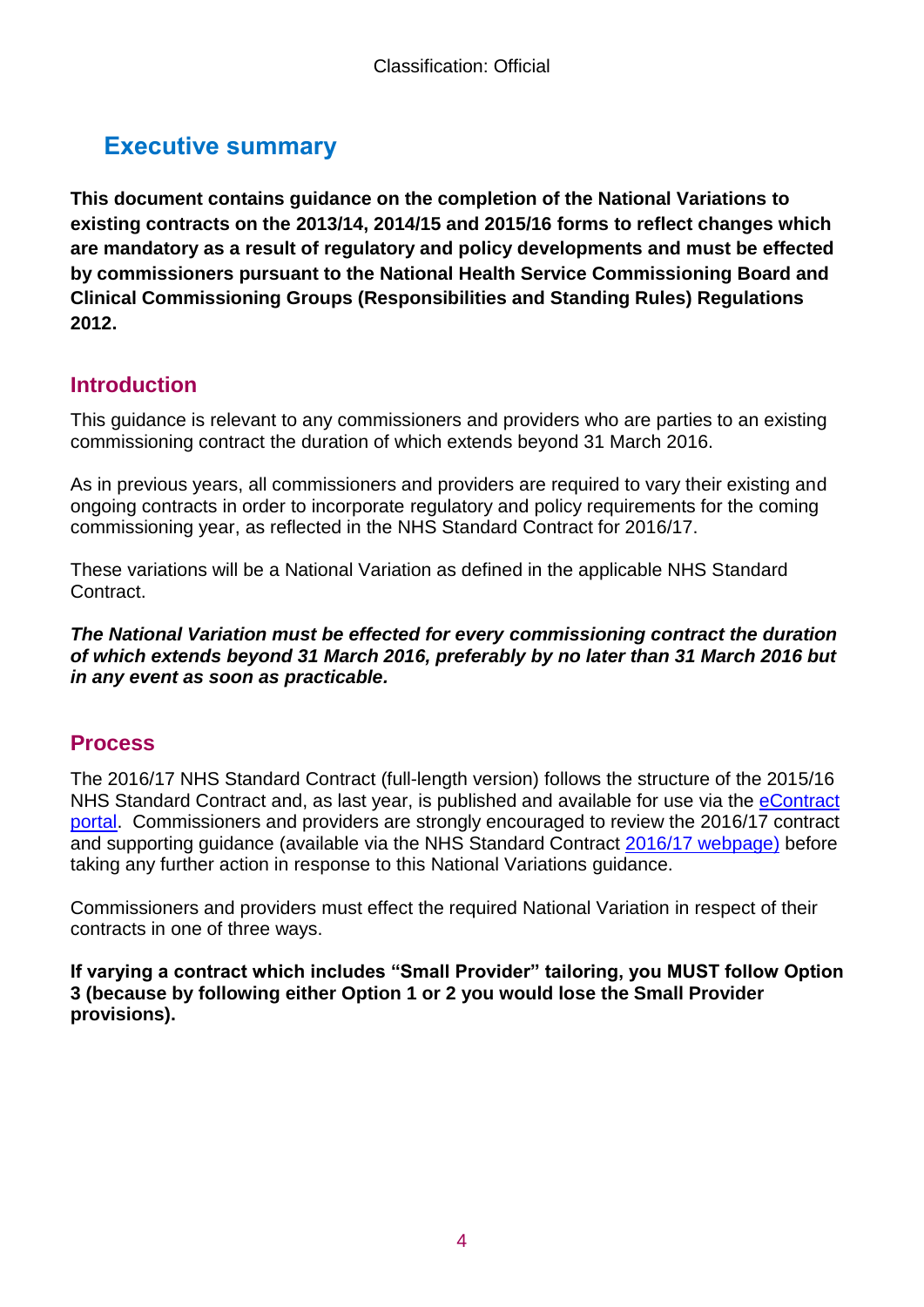# Executive summary

**This document contains guidance on the completion of the National Variations to existing contracts on the 2013/14, 2014/15 and 2015/16 forms to reflect changes which are mandatory as a result of regulatory and policy developments and must be effected by commissioners pursuant to the National Health Service Commissioning Board and Clinical Commissioning Groups (Responsibilities and Standing Rules) Regulations 2012.**

## Introduction

This guidance is relevant to any commissioners and providers who are parties to an existing commissioning contract the duration of which extends beyond 31 March 2016.

As in previous years, all commissioners and providers are required to vary their existing and ongoing contracts in order to incorporate regulatory and policy requirements for the coming commissioning year, as reflected in the NHS Standard Contract for 2016/17.

These variations will be a National Variation as defined in the applicable NHS Standard Contract.

***The National Variation must be effected for every commissioning contract the duration of which extends beyond 31 March 2016, preferably by no later than 31 March 2016 but in any event as soon as practicable.***

## Process

The 2016/17 NHS Standard Contract (full-length version) follows the structure of the 2015/16 NHS Standard Contract and, as last year, is published and available for use via the eContract portal. Commissioners and providers are strongly encouraged to review the 2016/17 contract and supporting guidance (available via the NHS Standard Contract 2016/17 webpage) before taking any further action in response to this National Variations guidance.

Commissioners and providers must effect the required National Variation in respect of their contracts in one of three ways.

**If varying a contract which includes "Small Provider" tailoring, you MUST follow Option 3 (because by following either Option 1 or 2 you would lose the Small Provider provisions).**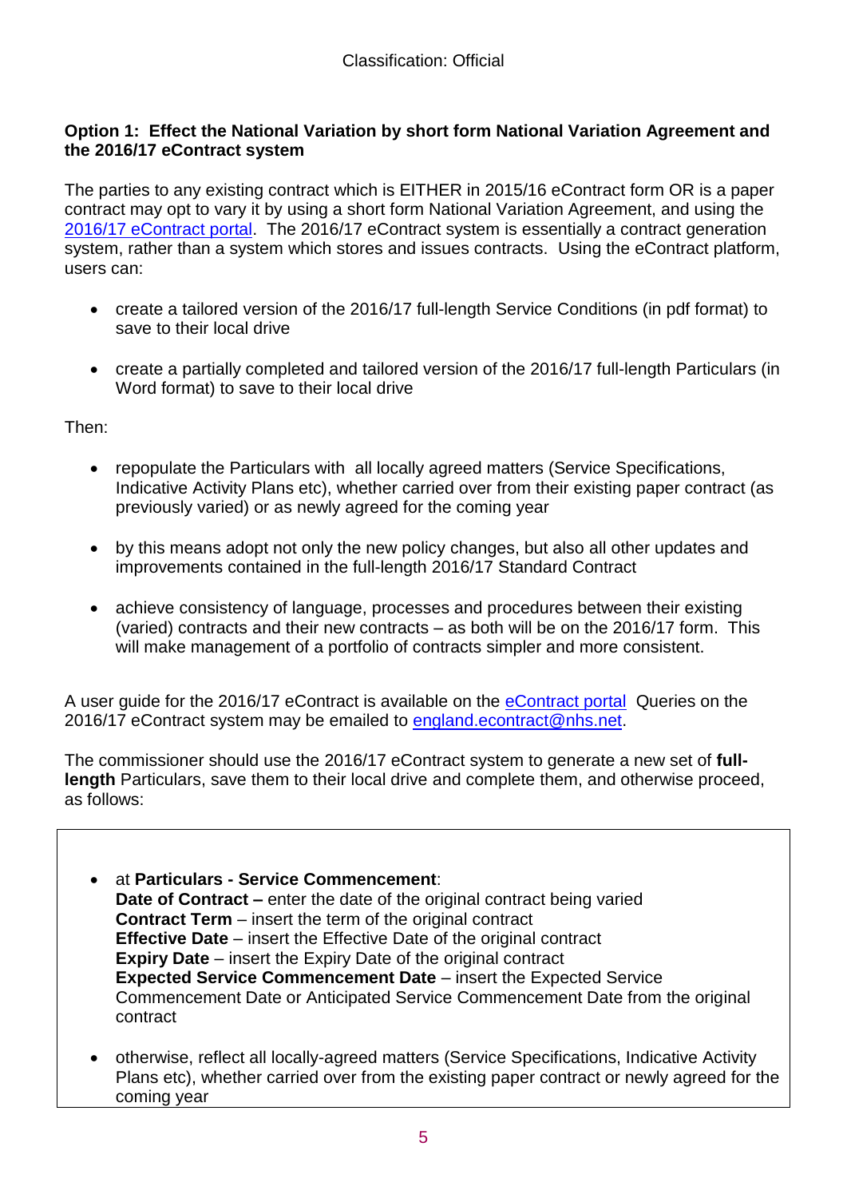**Option 1: Effect the National Variation by short form National Variation Agreement and the 2016/17 eContract system**

The parties to any existing contract which is EITHER in 2015/16 eContract form OR is a paper contract may opt to vary it by using a short form National Variation Agreement, and using the [2016/17 eContract portal](). The 2016/17 eContract system is essentially a contract generation system, rather than a system which stores and issues contracts. Using the eContract platform, users can:

- create a tailored version of the 2016/17 full-length Service Conditions (in pdf format) to save to their local drive
- create a partially completed and tailored version of the 2016/17 full-length Particulars (in Word format) to save to their local drive

Then:

- repopulate the Particulars with all locally agreed matters (Service Specifications, Indicative Activity Plans etc), whether carried over from their existing paper contract (as previously varied) or as newly agreed for the coming year
- by this means adopt not only the new policy changes, but also all other updates and improvements contained in the full-length 2016/17 Standard Contract
- achieve consistency of language, processes and procedures between their existing (varied) contracts and their new contracts – as both will be on the 2016/17 form. This will make management of a portfolio of contracts simpler and more consistent.

A user guide for the 2016/17 eContract is available on the [eContract portal]() Queries on the 2016/17 eContract system may be emailed to england.econtract@nhs.net.

The commissioner should use the 2016/17 eContract system to generate a new set of **full-length** Particulars, save them to their local drive and complete them, and otherwise proceed, as follows:

- at **Particulars - Service Commencement**:
  **Date of Contract –** enter the date of the original contract being varied
  **Contract Term** – insert the term of the original contract
  **Effective Date** – insert the Effective Date of the original contract
  **Expiry Date** – insert the Expiry Date of the original contract
  **Expected Service Commencement Date** – insert the Expected Service Commencement Date or Anticipated Service Commencement Date from the original contract
- otherwise, reflect all locally-agreed matters (Service Specifications, Indicative Activity Plans etc), whether carried over from the existing paper contract or newly agreed for the coming year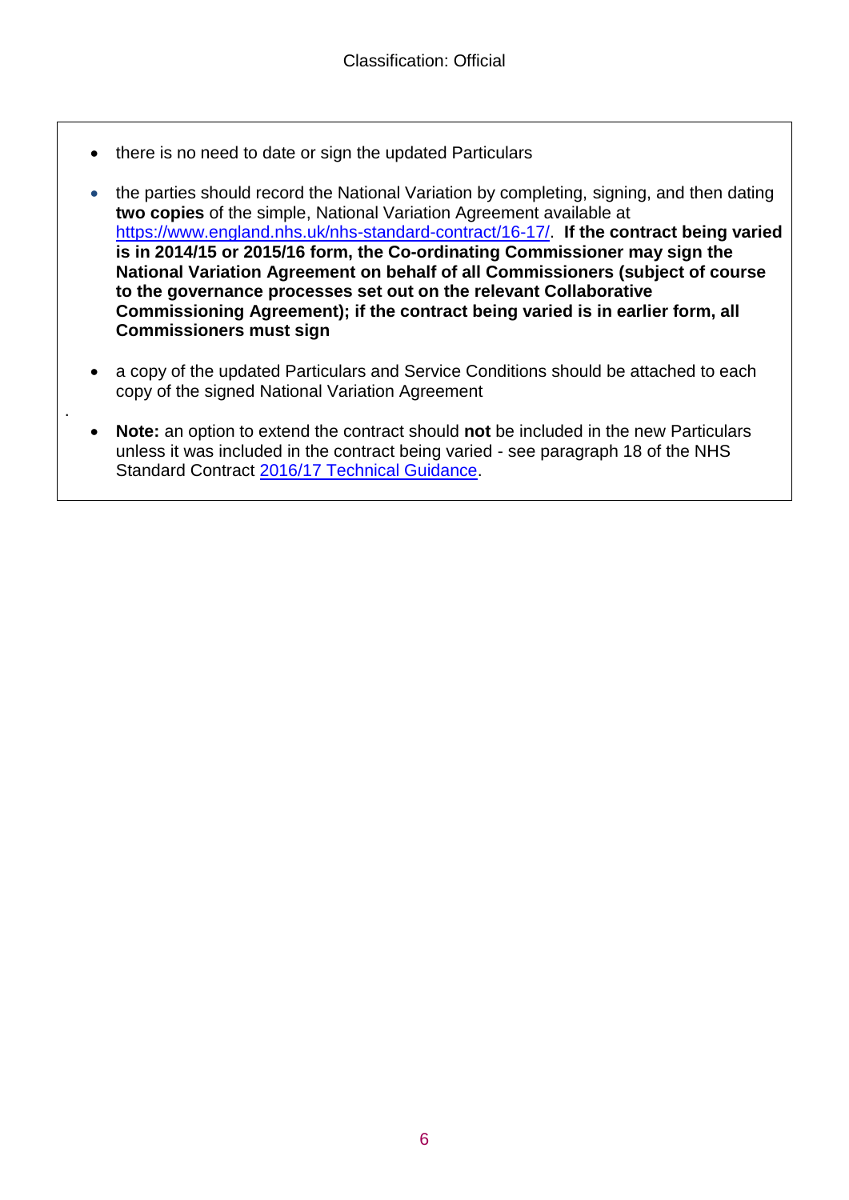- there is no need to date or sign the updated Particulars
- the parties should record the National Variation by completing, signing, and then dating **two copies** of the simple, National Variation Agreement available at [https://www.england.nhs.uk/nhs-standard-contract/16-17/](https://www.england.nhs.uk/nhs-standard-contract/16-17/). **If the contract being varied is in 2014/15 or 2015/16 form, the Co-ordinating Commissioner may sign the National Variation Agreement on behalf of all Commissioners (subject of course to the governance processes set out on the relevant Collaborative Commissioning Agreement); if the contract being varied is in earlier form, all Commissioners must sign**
- a copy of the updated Particulars and Service Conditions should be attached to each copy of the signed National Variation Agreement
- **Note:** an option to extend the contract should **not** be included in the new Particulars unless it was included in the contract being varied - see paragraph 18 of the NHS Standard Contract 2016/17 Technical Guidance.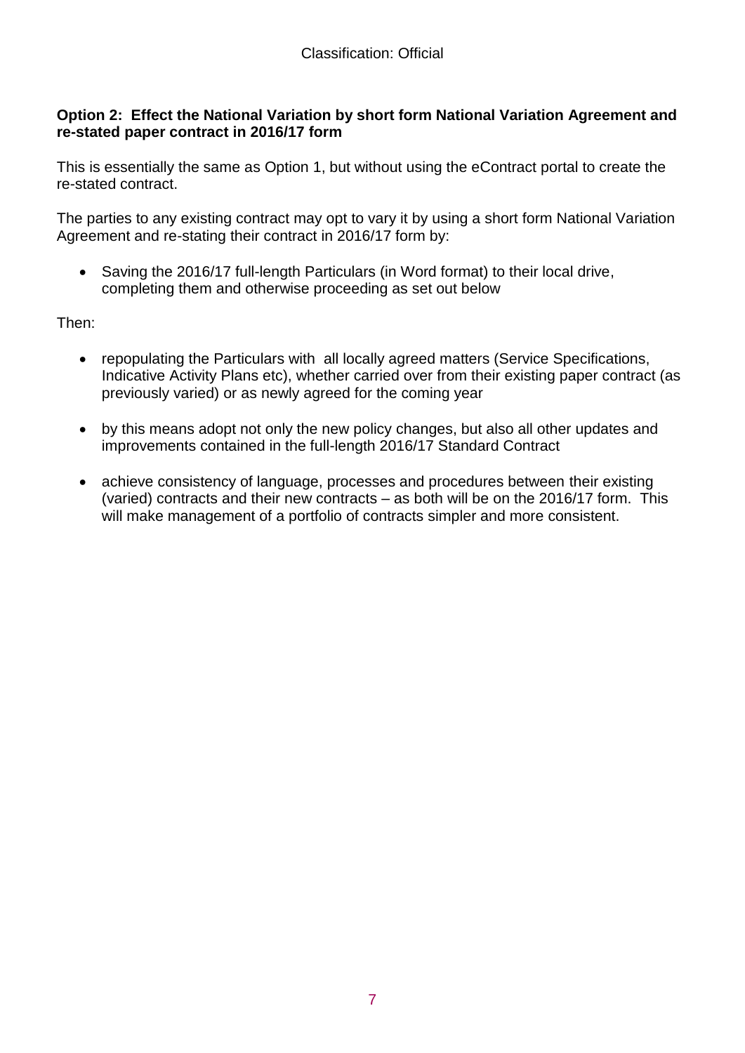**Option 2: Effect the National Variation by short form National Variation Agreement and re-stated paper contract in 2016/17 form**

This is essentially the same as Option 1, but without using the eContract portal to create the re-stated contract.

The parties to any existing contract may opt to vary it by using a short form National Variation Agreement and re-stating their contract in 2016/17 form by:

- Saving the 2016/17 full-length Particulars (in Word format) to their local drive, completing them and otherwise proceeding as set out below

Then:

- repopulating the Particulars with all locally agreed matters (Service Specifications, Indicative Activity Plans etc), whether carried over from their existing paper contract (as previously varied) or as newly agreed for the coming year

- by this means adopt not only the new policy changes, but also all other updates and improvements contained in the full-length 2016/17 Standard Contract

- achieve consistency of language, processes and procedures between their existing (varied) contracts and their new contracts – as both will be on the 2016/17 form. This will make management of a portfolio of contracts simpler and more consistent.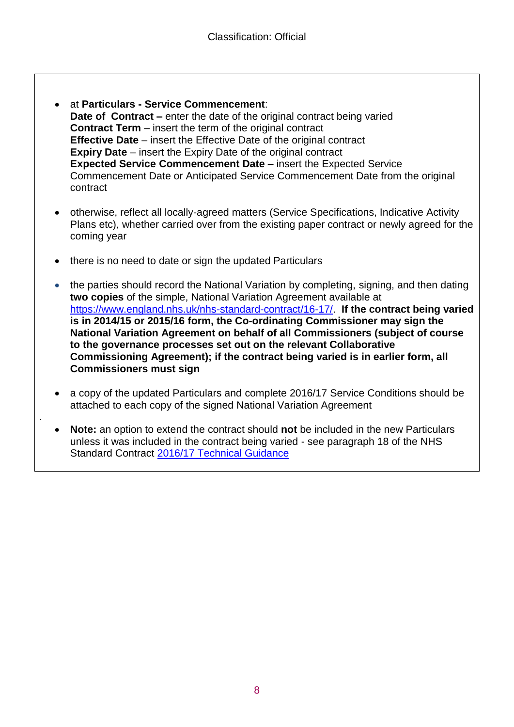- at **Particulars - Service Commencement**:
  **Date of Contract –** enter the date of the original contract being varied
  **Contract Term** – insert the term of the original contract
  **Effective Date** – insert the Effective Date of the original contract
  **Expiry Date** – insert the Expiry Date of the original contract
  **Expected Service Commencement Date** – insert the Expected Service Commencement Date or Anticipated Service Commencement Date from the original contract

- otherwise, reflect all locally-agreed matters (Service Specifications, Indicative Activity Plans etc), whether carried over from the existing paper contract or newly agreed for the coming year

- there is no need to date or sign the updated Particulars

- the parties should record the National Variation by completing, signing, and then dating **two copies** of the simple, National Variation Agreement available at [https://www.england.nhs.uk/nhs-standard-contract/16-17/](https://www.england.nhs.uk/nhs-standard-contract/16-17/). **If the contract being varied is in 2014/15 or 2015/16 form, the Co-ordinating Commissioner may sign the National Variation Agreement on behalf of all Commissioners (subject of course to the governance processes set out on the relevant Collaborative Commissioning Agreement); if the contract being varied is in earlier form, all Commissioners must sign**

- a copy of the updated Particulars and complete 2016/17 Service Conditions should be attached to each copy of the signed National Variation Agreement

- **Note:** an option to extend the contract should **not** be included in the new Particulars unless it was included in the contract being varied - see paragraph 18 of the NHS Standard Contract 2016/17 Technical Guidance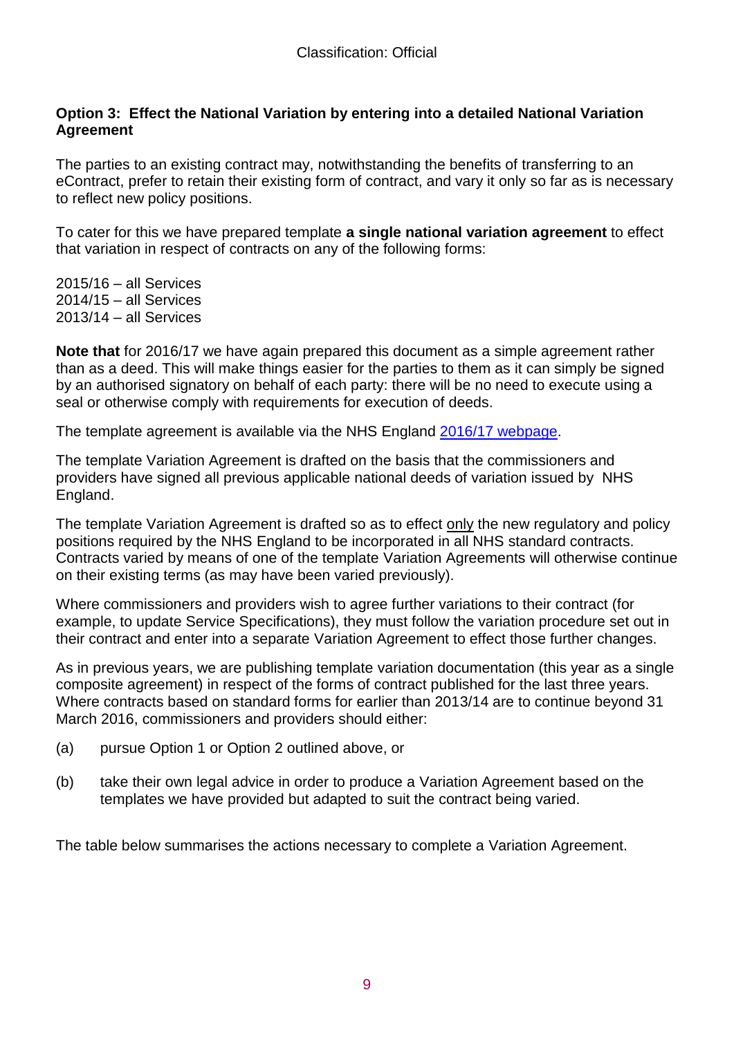**Option 3: Effect the National Variation by entering into a detailed National Variation Agreement**

The parties to an existing contract may, notwithstanding the benefits of transferring to an eContract, prefer to retain their existing form of contract, and vary it only so far as is necessary to reflect new policy positions.

To cater for this we have prepared template **a single national variation agreement** to effect that variation in respect of contracts on any of the following forms:

2015/16 – all Services
2014/15 – all Services
2013/14 – all Services

**Note that** for 2016/17 we have again prepared this document as a simple agreement rather than as a deed. This will make things easier for the parties to them as it can simply be signed by an authorised signatory on behalf of each party: there will be no need to execute using a seal or otherwise comply with requirements for execution of deeds.

The template agreement is available via the NHS England [2016/17 webpage].

The template Variation Agreement is drafted on the basis that the commissioners and providers have signed all previous applicable national deeds of variation issued by NHS England.

The template Variation Agreement is drafted so as to effect only the new regulatory and policy positions required by the NHS England to be incorporated in all NHS standard contracts. Contracts varied by means of one of the template Variation Agreements will otherwise continue on their existing terms (as may have been varied previously).

Where commissioners and providers wish to agree further variations to their contract (for example, to update Service Specifications), they must follow the variation procedure set out in their contract and enter into a separate Variation Agreement to effect those further changes.

As in previous years, we are publishing template variation documentation (this year as a single composite agreement) in respect of the forms of contract published for the last three years. Where contracts based on standard forms for earlier than 2013/14 are to continue beyond 31 March 2016, commissioners and providers should either:

(a) pursue Option 1 or Option 2 outlined above, or

(b) take their own legal advice in order to produce a Variation Agreement based on the templates we have provided but adapted to suit the contract being varied.

The table below summarises the actions necessary to complete a Variation Agreement.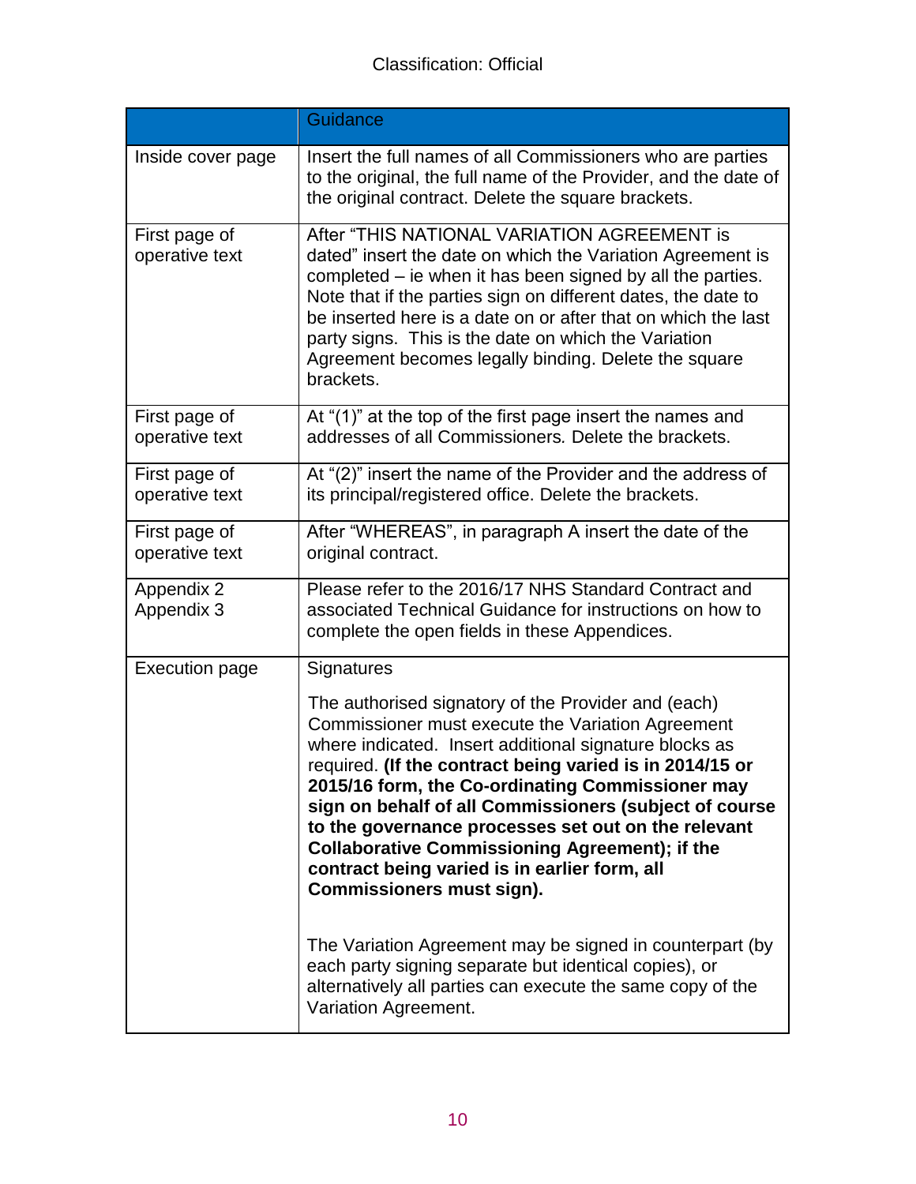| | Guidance |
|---|---|
| Inside cover page | Insert the full names of all Commissioners who are parties to the original, the full name of the Provider, and the date of the original contract. Delete the square brackets. |
| First page of operative text | After "THIS NATIONAL VARIATION AGREEMENT is dated" insert the date on which the Variation Agreement is completed – ie when it has been signed by all the parties. Note that if the parties sign on different dates, the date to be inserted here is a date on or after that on which the last party signs. This is the date on which the Variation Agreement becomes legally binding. Delete the square brackets. |
| First page of operative text | At "(1)" at the top of the first page insert the names and addresses of all Commissioners. Delete the brackets. |
| First page of operative text | At "(2)" insert the name of the Provider and the address of its principal/registered office. Delete the brackets. |
| First page of operative text | After "WHEREAS", in paragraph A insert the date of the original contract. |
| Appendix 2<br>Appendix 3 | Please refer to the 2016/17 NHS Standard Contract and associated Technical Guidance for instructions on how to complete the open fields in these Appendices. |
| Execution page | Signatures<br><br>The authorised signatory of the Provider and (each) Commissioner must execute the Variation Agreement where indicated. Insert additional signature blocks as required. **(If the contract being varied is in 2014/15 or 2015/16 form, the Co-ordinating Commissioner may sign on behalf of all Commissioners (subject of course to the governance processes set out on the relevant Collaborative Commissioning Agreement); if the contract being varied is in earlier form, all Commissioners must sign).**<br><br>The Variation Agreement may be signed in counterpart (by each party signing separate but identical copies), or alternatively all parties can execute the same copy of the Variation Agreement. |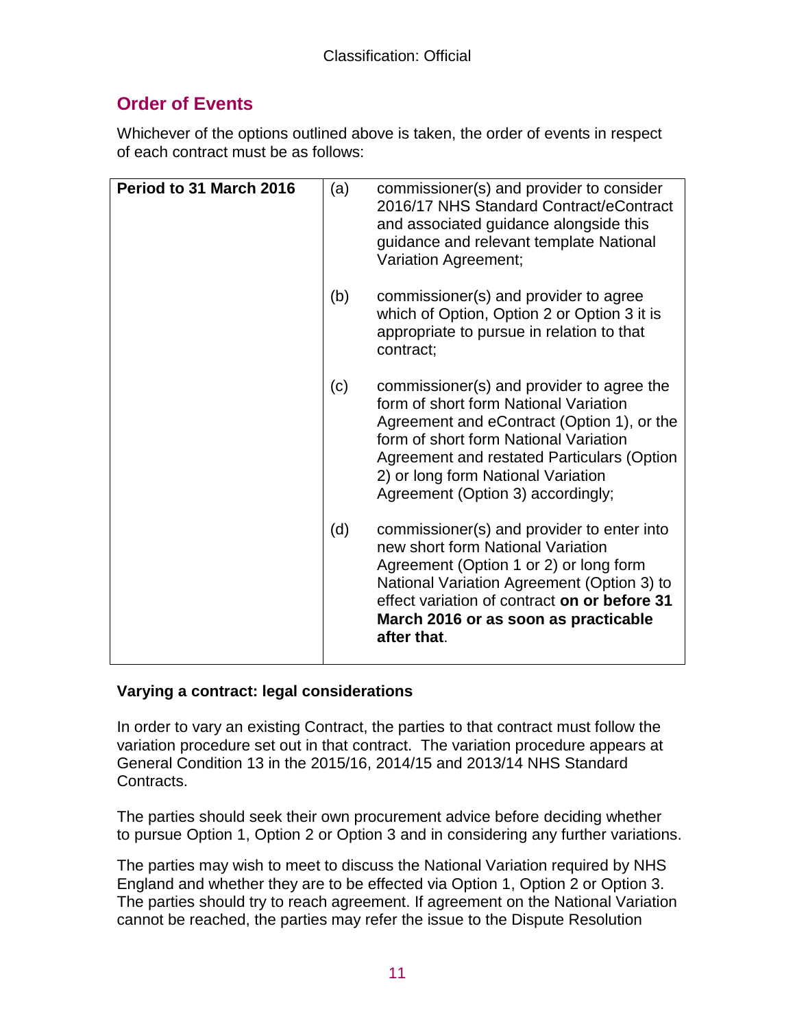## Order of Events

Whichever of the options outlined above is taken, the order of events in respect of each contract must be as follows:

| Period to 31 March 2016 | | |
|---|---|---|
| | (a) | commissioner(s) and provider to consider 2016/17 NHS Standard Contract/eContract and associated guidance alongside this guidance and relevant template National Variation Agreement; |
| | (b) | commissioner(s) and provider to agree which of Option, Option 2 or Option 3 it is appropriate to pursue in relation to that contract; |
| | (c) | commissioner(s) and provider to agree the form of short form National Variation Agreement and eContract (Option 1), or the form of short form National Variation Agreement and restated Particulars (Option 2) or long form National Variation Agreement (Option 3) accordingly; |
| | (d) | commissioner(s) and provider to enter into new short form National Variation Agreement (Option 1 or 2) or long form National Variation Agreement (Option 3) to effect variation of contract **on or before 31 March 2016 or as soon as practicable after that**. |

**Varying a contract: legal considerations**

In order to vary an existing Contract, the parties to that contract must follow the variation procedure set out in that contract. The variation procedure appears at General Condition 13 in the 2015/16, 2014/15 and 2013/14 NHS Standard Contracts.

The parties should seek their own procurement advice before deciding whether to pursue Option 1, Option 2 or Option 3 and in considering any further variations.

The parties may wish to meet to discuss the National Variation required by NHS England and whether they are to be effected via Option 1, Option 2 or Option 3. The parties should try to reach agreement. If agreement on the National Variation cannot be reached, the parties may refer the issue to the Dispute Resolution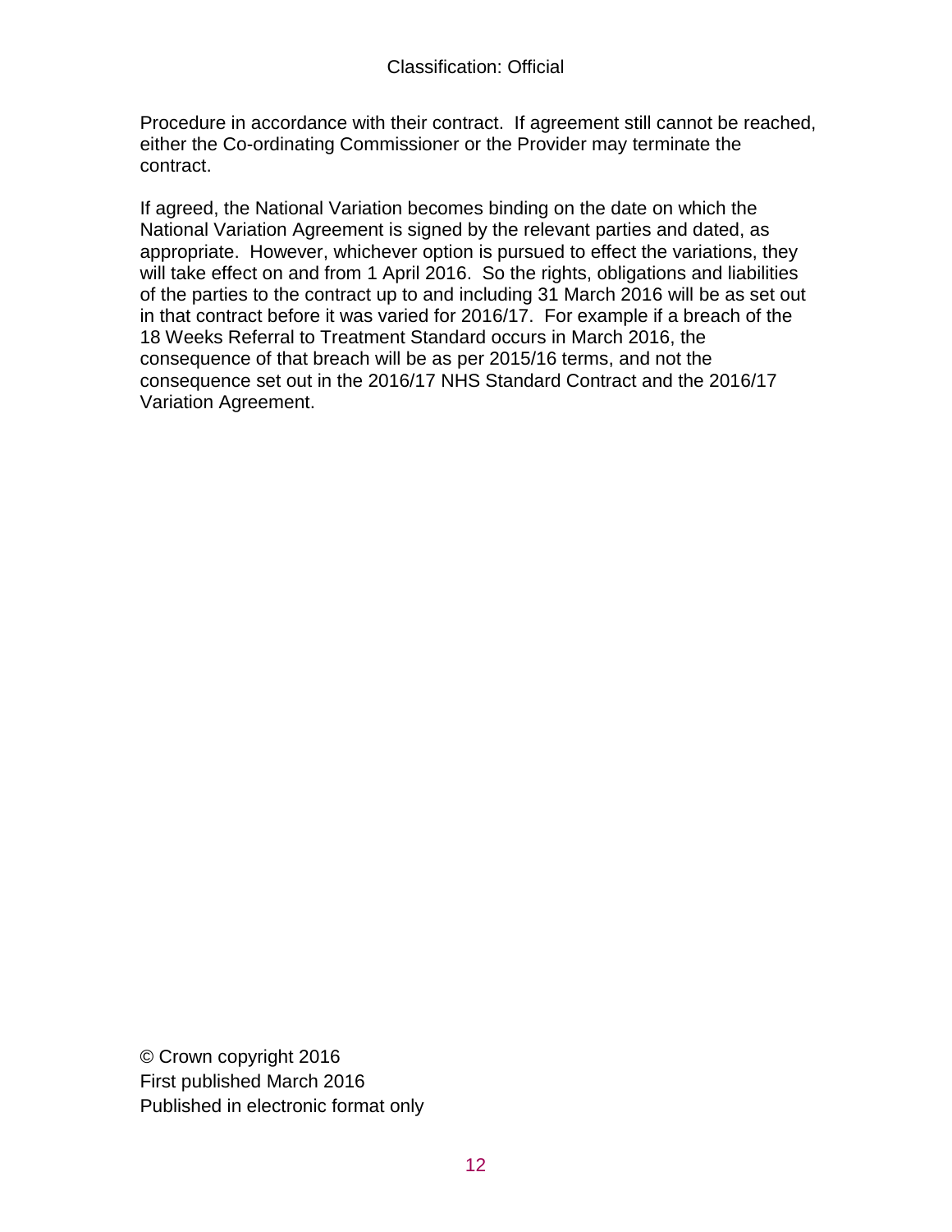Procedure in accordance with their contract. If agreement still cannot be reached, either the Co-ordinating Commissioner or the Provider may terminate the contract.

If agreed, the National Variation becomes binding on the date on which the National Variation Agreement is signed by the relevant parties and dated, as appropriate. However, whichever option is pursued to effect the variations, they will take effect on and from 1 April 2016. So the rights, obligations and liabilities of the parties to the contract up to and including 31 March 2016 will be as set out in that contract before it was varied for 2016/17. For example if a breach of the 18 Weeks Referral to Treatment Standard occurs in March 2016, the consequence of that breach will be as per 2015/16 terms, and not the consequence set out in the 2016/17 NHS Standard Contract and the 2016/17 Variation Agreement.

© Crown copyright 2016
First published March 2016
Published in electronic format only